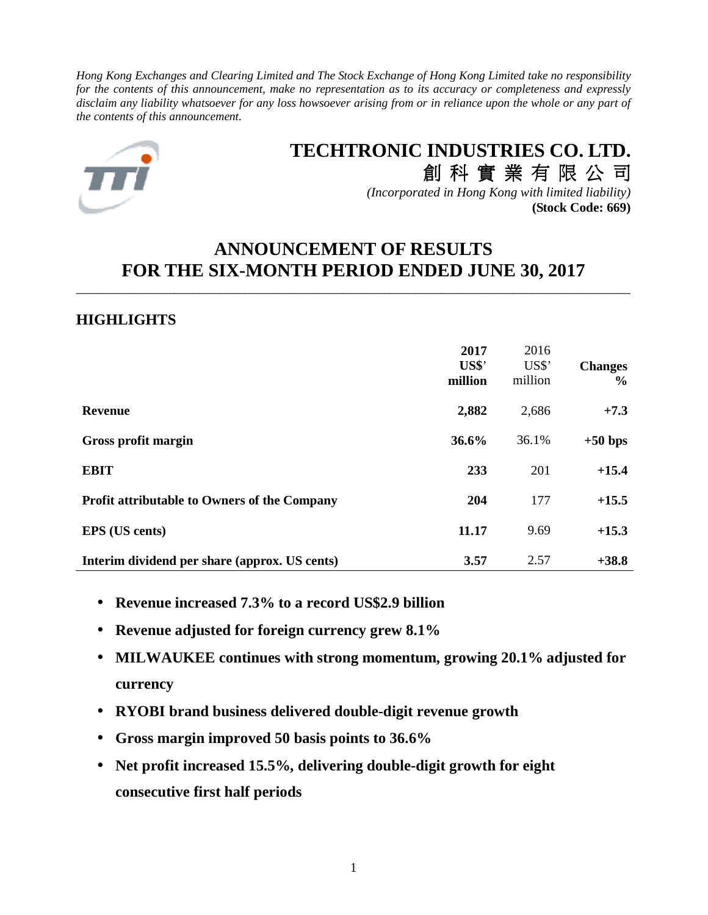*Hong Kong Exchanges and Clearing Limited and The Stock Exchange of Hong Kong Limited take no responsibility for the contents of this announcement, make no representation as to its accuracy or completeness and expressly disclaim any liability whatsoever for any loss howsoever arising from or in reliance upon the whole or any part of the contents of this announcement.*

# TECHTRONIC INDUSTRIES CO. LTD.
# 創科實業有限公司

*(Incorporated in Hong Kong with limited liability)*
**(Stock Code: 669)**

# ANNOUNCEMENT OF RESULTS FOR THE SIX-MONTH PERIOD ENDED JUNE 30, 2017

## HIGHLIGHTS

| | **2017 US$' million** | 2016 US$' million | **Changes %** |
|---|---|---|---|
| **Revenue** | **2,882** | 2,686 | **+7.3** |
| **Gross profit margin** | **36.6%** | 36.1% | **+50 bps** |
| **EBIT** | **233** | 201 | **+15.4** |
| **Profit attributable to Owners of the Company** | **204** | 177 | **+15.5** |
| **EPS (US cents)** | **11.17** | 9.69 | **+15.3** |
| **Interim dividend per share (approx. US cents)** | **3.57** | 2.57 | **+38.8** |

- **Revenue increased 7.3% to a record US$2.9 billion**
- **Revenue adjusted for foreign currency grew 8.1%**
- **MILWAUKEE continues with strong momentum, growing 20.1% adjusted for currency**
- **RYOBI brand business delivered double-digit revenue growth**
- **Gross margin improved 50 basis points to 36.6%**
- **Net profit increased 15.5%, delivering double-digit growth for eight consecutive first half periods**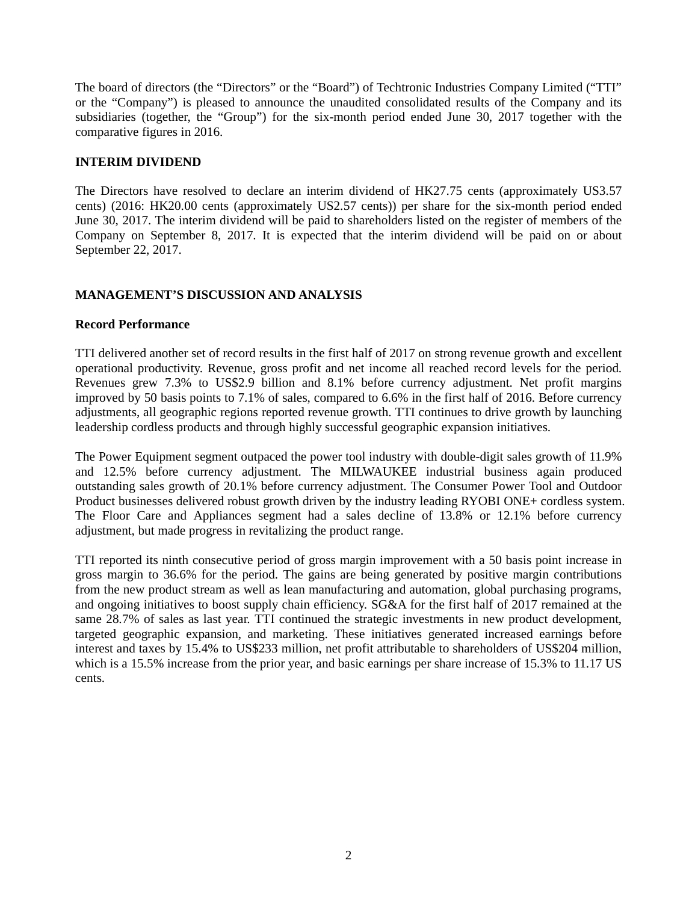The board of directors (the "Directors" or the "Board") of Techtronic Industries Company Limited ("TTI" or the "Company") is pleased to announce the unaudited consolidated results of the Company and its subsidiaries (together, the "Group") for the six-month period ended June 30, 2017 together with the comparative figures in 2016.

## INTERIM DIVIDEND

The Directors have resolved to declare an interim dividend of HK27.75 cents (approximately US3.57 cents) (2016: HK20.00 cents (approximately US2.57 cents)) per share for the six-month period ended June 30, 2017. The interim dividend will be paid to shareholders listed on the register of members of the Company on September 8, 2017. It is expected that the interim dividend will be paid on or about September 22, 2017.

## MANAGEMENT'S DISCUSSION AND ANALYSIS

### Record Performance

TTI delivered another set of record results in the first half of 2017 on strong revenue growth and excellent operational productivity. Revenue, gross profit and net income all reached record levels for the period. Revenues grew 7.3% to US$2.9 billion and 8.1% before currency adjustment. Net profit margins improved by 50 basis points to 7.1% of sales, compared to 6.6% in the first half of 2016. Before currency adjustments, all geographic regions reported revenue growth. TTI continues to drive growth by launching leadership cordless products and through highly successful geographic expansion initiatives.

The Power Equipment segment outpaced the power tool industry with double-digit sales growth of 11.9% and 12.5% before currency adjustment. The MILWAUKEE industrial business again produced outstanding sales growth of 20.1% before currency adjustment. The Consumer Power Tool and Outdoor Product businesses delivered robust growth driven by the industry leading RYOBI ONE+ cordless system. The Floor Care and Appliances segment had a sales decline of 13.8% or 12.1% before currency adjustment, but made progress in revitalizing the product range.

TTI reported its ninth consecutive period of gross margin improvement with a 50 basis point increase in gross margin to 36.6% for the period. The gains are being generated by positive margin contributions from the new product stream as well as lean manufacturing and automation, global purchasing programs, and ongoing initiatives to boost supply chain efficiency. SG&A for the first half of 2017 remained at the same 28.7% of sales as last year. TTI continued the strategic investments in new product development, targeted geographic expansion, and marketing. These initiatives generated increased earnings before interest and taxes by 15.4% to US$233 million, net profit attributable to shareholders of US$204 million, which is a 15.5% increase from the prior year, and basic earnings per share increase of 15.3% to 11.17 US cents.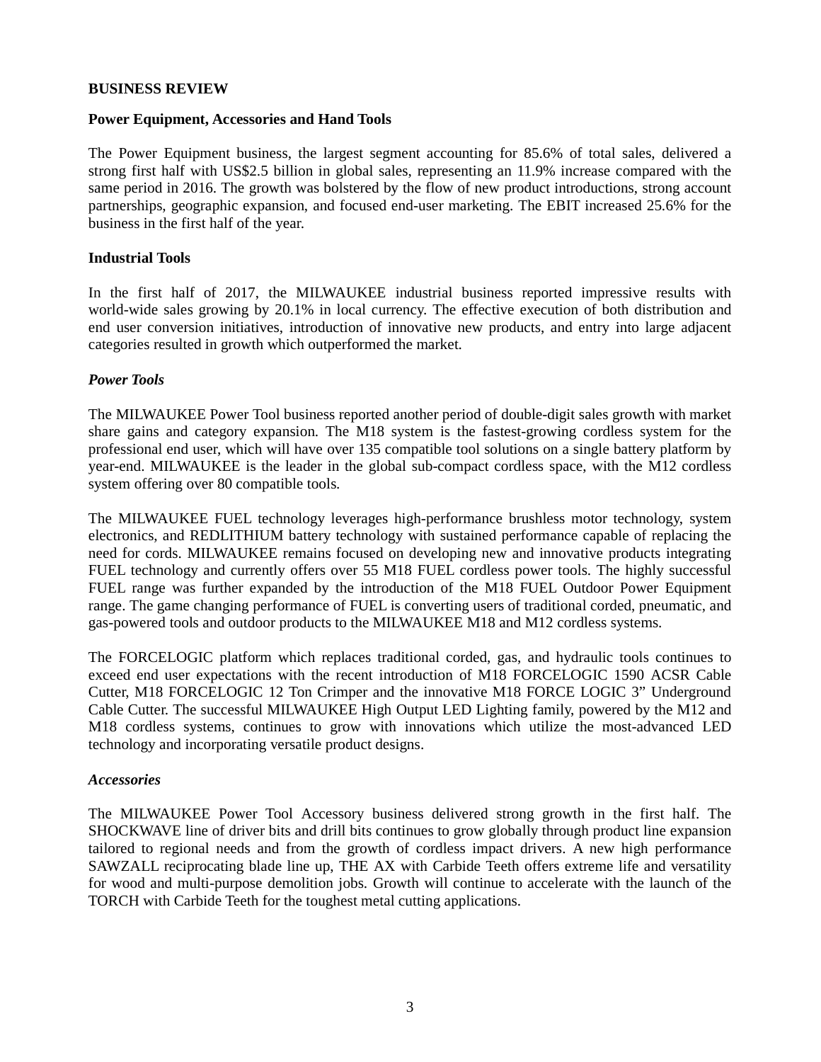## BUSINESS REVIEW

### Power Equipment, Accessories and Hand Tools

The Power Equipment business, the largest segment accounting for 85.6% of total sales, delivered a strong first half with US$2.5 billion in global sales, representing an 11.9% increase compared with the same period in 2016. The growth was bolstered by the flow of new product introductions, strong account partnerships, geographic expansion, and focused end-user marketing. The EBIT increased 25.6% for the business in the first half of the year.

### Industrial Tools

In the first half of 2017, the MILWAUKEE industrial business reported impressive results with world-wide sales growing by 20.1% in local currency. The effective execution of both distribution and end user conversion initiatives, introduction of innovative new products, and entry into large adjacent categories resulted in growth which outperformed the market.

#### *Power Tools*

The MILWAUKEE Power Tool business reported another period of double-digit sales growth with market share gains and category expansion. The M18 system is the fastest-growing cordless system for the professional end user, which will have over 135 compatible tool solutions on a single battery platform by year-end. MILWAUKEE is the leader in the global sub-compact cordless space, with the M12 cordless system offering over 80 compatible tools.

The MILWAUKEE FUEL technology leverages high-performance brushless motor technology, system electronics, and REDLITHIUM battery technology with sustained performance capable of replacing the need for cords. MILWAUKEE remains focused on developing new and innovative products integrating FUEL technology and currently offers over 55 M18 FUEL cordless power tools. The highly successful FUEL range was further expanded by the introduction of the M18 FUEL Outdoor Power Equipment range. The game changing performance of FUEL is converting users of traditional corded, pneumatic, and gas-powered tools and outdoor products to the MILWAUKEE M18 and M12 cordless systems.

The FORCELOGIC platform which replaces traditional corded, gas, and hydraulic tools continues to exceed end user expectations with the recent introduction of M18 FORCELOGIC 1590 ACSR Cable Cutter, M18 FORCELOGIC 12 Ton Crimper and the innovative M18 FORCE LOGIC 3" Underground Cable Cutter. The successful MILWAUKEE High Output LED Lighting family, powered by the M12 and M18 cordless systems, continues to grow with innovations which utilize the most-advanced LED technology and incorporating versatile product designs.

#### *Accessories*

The MILWAUKEE Power Tool Accessory business delivered strong growth in the first half. The SHOCKWAVE line of driver bits and drill bits continues to grow globally through product line expansion tailored to regional needs and from the growth of cordless impact drivers. A new high performance SAWZALL reciprocating blade line up, THE AX with Carbide Teeth offers extreme life and versatility for wood and multi-purpose demolition jobs. Growth will continue to accelerate with the launch of the TORCH with Carbide Teeth for the toughest metal cutting applications.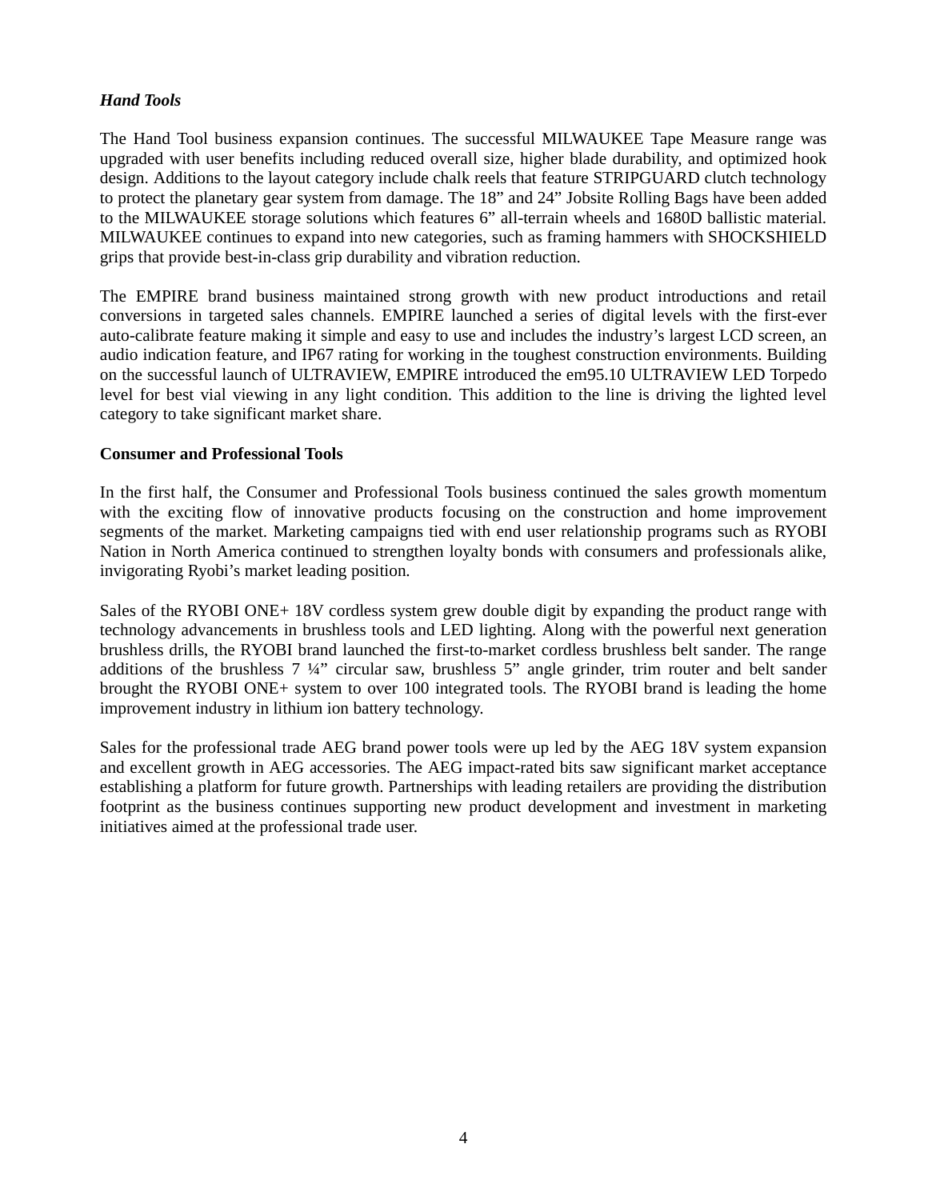***Hand Tools***

The Hand Tool business expansion continues. The successful MILWAUKEE Tape Measure range was upgraded with user benefits including reduced overall size, higher blade durability, and optimized hook design. Additions to the layout category include chalk reels that feature STRIPGUARD clutch technology to protect the planetary gear system from damage. The 18" and 24" Jobsite Rolling Bags have been added to the MILWAUKEE storage solutions which features 6" all-terrain wheels and 1680D ballistic material. MILWAUKEE continues to expand into new categories, such as framing hammers with SHOCKSHIELD grips that provide best-in-class grip durability and vibration reduction.

The EMPIRE brand business maintained strong growth with new product introductions and retail conversions in targeted sales channels. EMPIRE launched a series of digital levels with the first-ever auto-calibrate feature making it simple and easy to use and includes the industry's largest LCD screen, an audio indication feature, and IP67 rating for working in the toughest construction environments. Building on the successful launch of ULTRAVIEW, EMPIRE introduced the em95.10 ULTRAVIEW LED Torpedo level for best vial viewing in any light condition. This addition to the line is driving the lighted level category to take significant market share.

**Consumer and Professional Tools**

In the first half, the Consumer and Professional Tools business continued the sales growth momentum with the exciting flow of innovative products focusing on the construction and home improvement segments of the market. Marketing campaigns tied with end user relationship programs such as RYOBI Nation in North America continued to strengthen loyalty bonds with consumers and professionals alike, invigorating Ryobi's market leading position.

Sales of the RYOBI ONE+ 18V cordless system grew double digit by expanding the product range with technology advancements in brushless tools and LED lighting. Along with the powerful next generation brushless drills, the RYOBI brand launched the first-to-market cordless brushless belt sander. The range additions of the brushless 7 ¼" circular saw, brushless 5" angle grinder, trim router and belt sander brought the RYOBI ONE+ system to over 100 integrated tools. The RYOBI brand is leading the home improvement industry in lithium ion battery technology.

Sales for the professional trade AEG brand power tools were up led by the AEG 18V system expansion and excellent growth in AEG accessories. The AEG impact-rated bits saw significant market acceptance establishing a platform for future growth. Partnerships with leading retailers are providing the distribution footprint as the business continues supporting new product development and investment in marketing initiatives aimed at the professional trade user.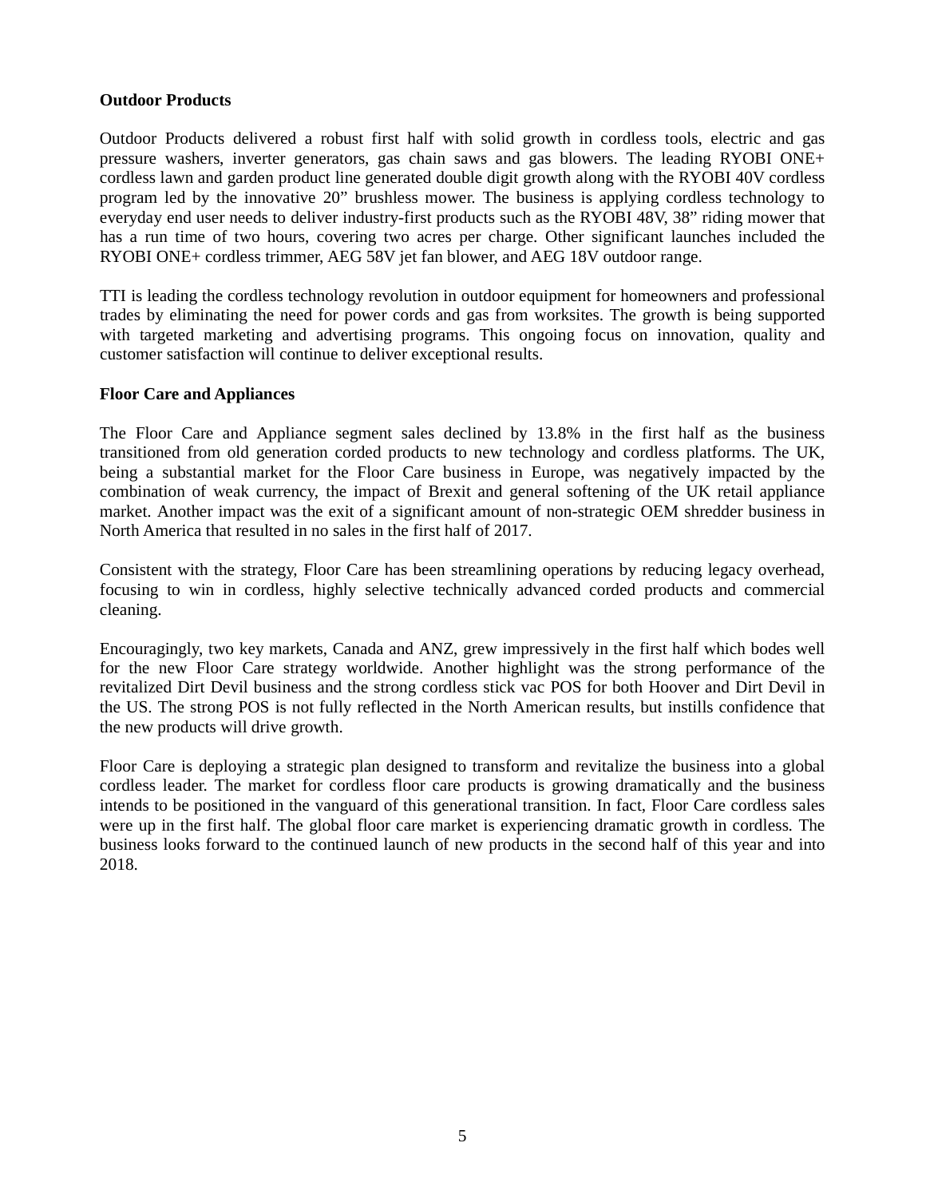**Outdoor Products**

Outdoor Products delivered a robust first half with solid growth in cordless tools, electric and gas pressure washers, inverter generators, gas chain saws and gas blowers. The leading RYOBI ONE+ cordless lawn and garden product line generated double digit growth along with the RYOBI 40V cordless program led by the innovative 20” brushless mower. The business is applying cordless technology to everyday end user needs to deliver industry-first products such as the RYOBI 48V, 38” riding mower that has a run time of two hours, covering two acres per charge. Other significant launches included the RYOBI ONE+ cordless trimmer, AEG 58V jet fan blower, and AEG 18V outdoor range.

TTI is leading the cordless technology revolution in outdoor equipment for homeowners and professional trades by eliminating the need for power cords and gas from worksites. The growth is being supported with targeted marketing and advertising programs. This ongoing focus on innovation, quality and customer satisfaction will continue to deliver exceptional results.

**Floor Care and Appliances**

The Floor Care and Appliance segment sales declined by 13.8% in the first half as the business transitioned from old generation corded products to new technology and cordless platforms. The UK, being a substantial market for the Floor Care business in Europe, was negatively impacted by the combination of weak currency, the impact of Brexit and general softening of the UK retail appliance market. Another impact was the exit of a significant amount of non-strategic OEM shredder business in North America that resulted in no sales in the first half of 2017.

Consistent with the strategy, Floor Care has been streamlining operations by reducing legacy overhead, focusing to win in cordless, highly selective technically advanced corded products and commercial cleaning.

Encouragingly, two key markets, Canada and ANZ, grew impressively in the first half which bodes well for the new Floor Care strategy worldwide. Another highlight was the strong performance of the revitalized Dirt Devil business and the strong cordless stick vac POS for both Hoover and Dirt Devil in the US. The strong POS is not fully reflected in the North American results, but instills confidence that the new products will drive growth.

Floor Care is deploying a strategic plan designed to transform and revitalize the business into a global cordless leader. The market for cordless floor care products is growing dramatically and the business intends to be positioned in the vanguard of this generational transition. In fact, Floor Care cordless sales were up in the first half. The global floor care market is experiencing dramatic growth in cordless. The business looks forward to the continued launch of new products in the second half of this year and into 2018.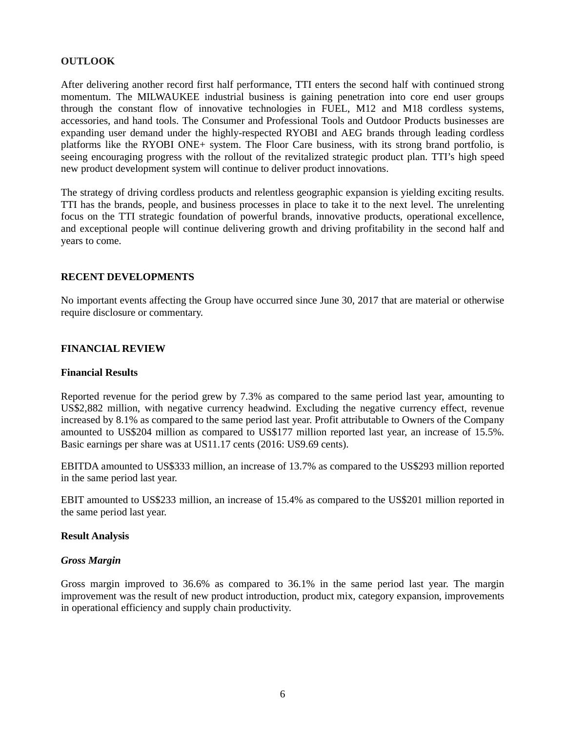## OUTLOOK

After delivering another record first half performance, TTI enters the second half with continued strong momentum. The MILWAUKEE industrial business is gaining penetration into core end user groups through the constant flow of innovative technologies in FUEL, M12 and M18 cordless systems, accessories, and hand tools. The Consumer and Professional Tools and Outdoor Products businesses are expanding user demand under the highly-respected RYOBI and AEG brands through leading cordless platforms like the RYOBI ONE+ system. The Floor Care business, with its strong brand portfolio, is seeing encouraging progress with the rollout of the revitalized strategic product plan. TTI's high speed new product development system will continue to deliver product innovations.

The strategy of driving cordless products and relentless geographic expansion is yielding exciting results. TTI has the brands, people, and business processes in place to take it to the next level. The unrelenting focus on the TTI strategic foundation of powerful brands, innovative products, operational excellence, and exceptional people will continue delivering growth and driving profitability in the second half and years to come.

## RECENT DEVELOPMENTS

No important events affecting the Group have occurred since June 30, 2017 that are material or otherwise require disclosure or commentary.

## FINANCIAL REVIEW

### Financial Results

Reported revenue for the period grew by 7.3% as compared to the same period last year, amounting to US$2,882 million, with negative currency headwind. Excluding the negative currency effect, revenue increased by 8.1% as compared to the same period last year. Profit attributable to Owners of the Company amounted to US$204 million as compared to US$177 million reported last year, an increase of 15.5%. Basic earnings per share was at US11.17 cents (2016: US9.69 cents).

EBITDA amounted to US$333 million, an increase of 13.7% as compared to the US$293 million reported in the same period last year.

EBIT amounted to US$233 million, an increase of 15.4% as compared to the US$201 million reported in the same period last year.

### Result Analysis

***Gross Margin***

Gross margin improved to 36.6% as compared to 36.1% in the same period last year. The margin improvement was the result of new product introduction, product mix, category expansion, improvements in operational efficiency and supply chain productivity.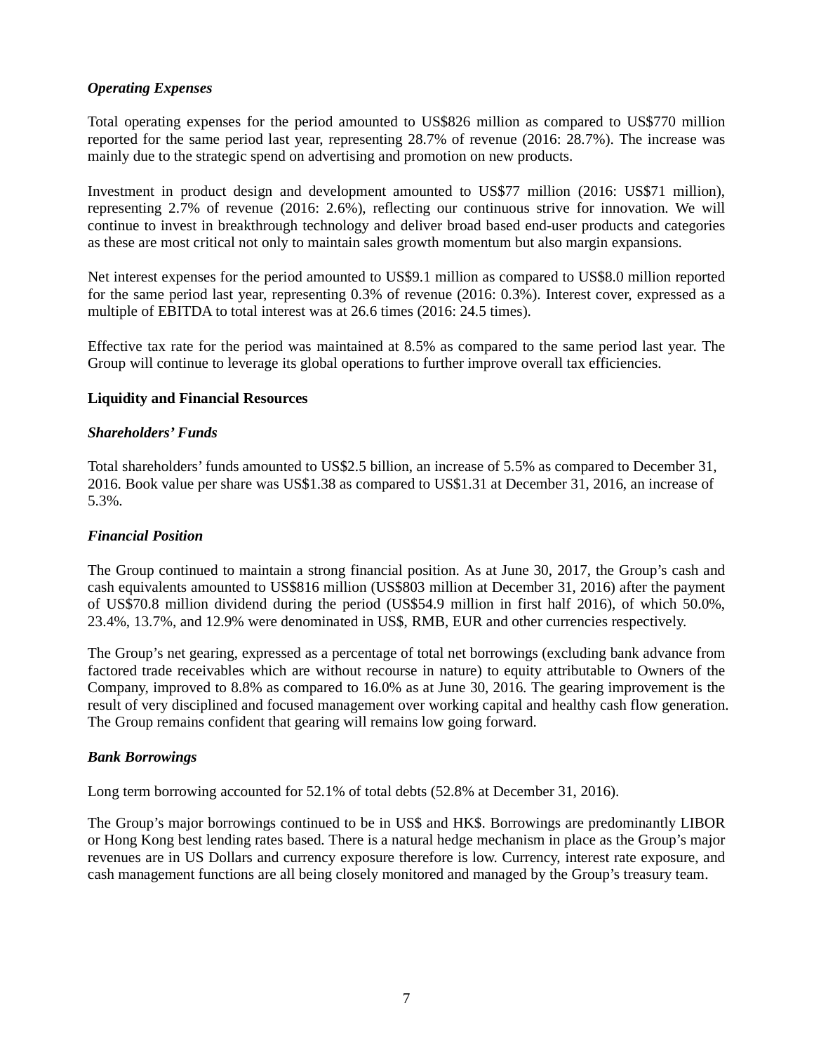*Operating Expenses*

Total operating expenses for the period amounted to US$826 million as compared to US$770 million reported for the same period last year, representing 28.7% of revenue (2016: 28.7%). The increase was mainly due to the strategic spend on advertising and promotion on new products.

Investment in product design and development amounted to US$77 million (2016: US$71 million), representing 2.7% of revenue (2016: 2.6%), reflecting our continuous strive for innovation. We will continue to invest in breakthrough technology and deliver broad based end-user products and categories as these are most critical not only to maintain sales growth momentum but also margin expansions.

Net interest expenses for the period amounted to US$9.1 million as compared to US$8.0 million reported for the same period last year, representing 0.3% of revenue (2016: 0.3%). Interest cover, expressed as a multiple of EBITDA to total interest was at 26.6 times (2016: 24.5 times).

Effective tax rate for the period was maintained at 8.5% as compared to the same period last year. The Group will continue to leverage its global operations to further improve overall tax efficiencies.

**Liquidity and Financial Resources**

*Shareholders' Funds*

Total shareholders' funds amounted to US$2.5 billion, an increase of 5.5% as compared to December 31, 2016. Book value per share was US$1.38 as compared to US$1.31 at December 31, 2016, an increase of 5.3%.

*Financial Position*

The Group continued to maintain a strong financial position. As at June 30, 2017, the Group's cash and cash equivalents amounted to US$816 million (US$803 million at December 31, 2016) after the payment of US$70.8 million dividend during the period (US$54.9 million in first half 2016), of which 50.0%, 23.4%, 13.7%, and 12.9% were denominated in US$, RMB, EUR and other currencies respectively.

The Group's net gearing, expressed as a percentage of total net borrowings (excluding bank advance from factored trade receivables which are without recourse in nature) to equity attributable to Owners of the Company, improved to 8.8% as compared to 16.0% as at June 30, 2016. The gearing improvement is the result of very disciplined and focused management over working capital and healthy cash flow generation. The Group remains confident that gearing will remains low going forward.

*Bank Borrowings*

Long term borrowing accounted for 52.1% of total debts (52.8% at December 31, 2016).

The Group's major borrowings continued to be in US$ and HK$. Borrowings are predominantly LIBOR or Hong Kong best lending rates based. There is a natural hedge mechanism in place as the Group's major revenues are in US Dollars and currency exposure therefore is low. Currency, interest rate exposure, and cash management functions are all being closely monitored and managed by the Group's treasury team.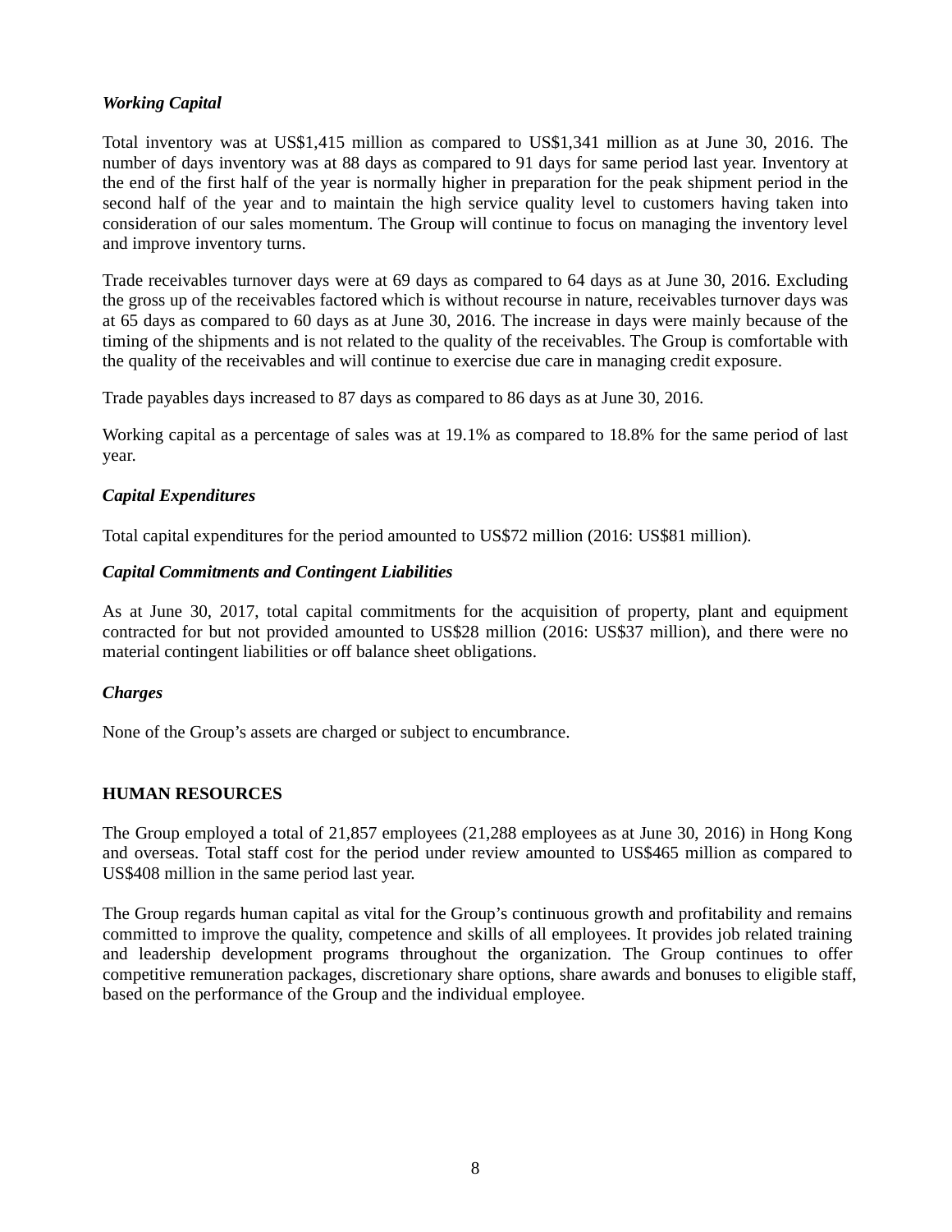***Working Capital***

Total inventory was at US$1,415 million as compared to US$1,341 million as at June 30, 2016. The number of days inventory was at 88 days as compared to 91 days for same period last year. Inventory at the end of the first half of the year is normally higher in preparation for the peak shipment period in the second half of the year and to maintain the high service quality level to customers having taken into consideration of our sales momentum. The Group will continue to focus on managing the inventory level and improve inventory turns.

Trade receivables turnover days were at 69 days as compared to 64 days as at June 30, 2016. Excluding the gross up of the receivables factored which is without recourse in nature, receivables turnover days was at 65 days as compared to 60 days as at June 30, 2016. The increase in days were mainly because of the timing of the shipments and is not related to the quality of the receivables. The Group is comfortable with the quality of the receivables and will continue to exercise due care in managing credit exposure.

Trade payables days increased to 87 days as compared to 86 days as at June 30, 2016.

Working capital as a percentage of sales was at 19.1% as compared to 18.8% for the same period of last year.

***Capital Expenditures***

Total capital expenditures for the period amounted to US$72 million (2016: US$81 million).

***Capital Commitments and Contingent Liabilities***

As at June 30, 2017, total capital commitments for the acquisition of property, plant and equipment contracted for but not provided amounted to US$28 million (2016: US$37 million), and there were no material contingent liabilities or off balance sheet obligations.

***Charges***

None of the Group's assets are charged or subject to encumbrance.

## HUMAN RESOURCES

The Group employed a total of 21,857 employees (21,288 employees as at June 30, 2016) in Hong Kong and overseas. Total staff cost for the period under review amounted to US$465 million as compared to US$408 million in the same period last year.

The Group regards human capital as vital for the Group's continuous growth and profitability and remains committed to improve the quality, competence and skills of all employees. It provides job related training and leadership development programs throughout the organization. The Group continues to offer competitive remuneration packages, discretionary share options, share awards and bonuses to eligible staff, based on the performance of the Group and the individual employee.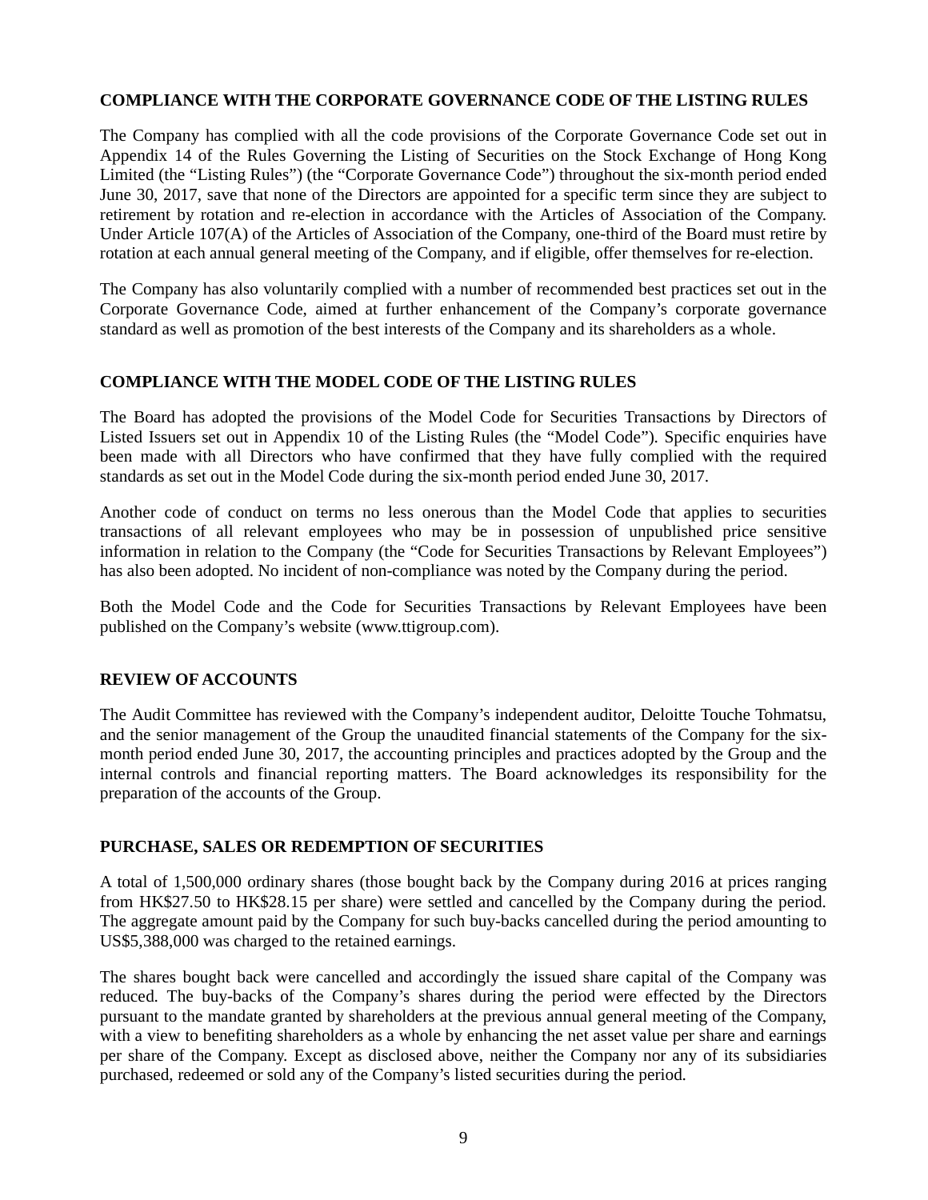## COMPLIANCE WITH THE CORPORATE GOVERNANCE CODE OF THE LISTING RULES

The Company has complied with all the code provisions of the Corporate Governance Code set out in Appendix 14 of the Rules Governing the Listing of Securities on the Stock Exchange of Hong Kong Limited (the "Listing Rules") (the "Corporate Governance Code") throughout the six-month period ended June 30, 2017, save that none of the Directors are appointed for a specific term since they are subject to retirement by rotation and re-election in accordance with the Articles of Association of the Company. Under Article 107(A) of the Articles of Association of the Company, one-third of the Board must retire by rotation at each annual general meeting of the Company, and if eligible, offer themselves for re-election.

The Company has also voluntarily complied with a number of recommended best practices set out in the Corporate Governance Code, aimed at further enhancement of the Company's corporate governance standard as well as promotion of the best interests of the Company and its shareholders as a whole.

## COMPLIANCE WITH THE MODEL CODE OF THE LISTING RULES

The Board has adopted the provisions of the Model Code for Securities Transactions by Directors of Listed Issuers set out in Appendix 10 of the Listing Rules (the "Model Code"). Specific enquiries have been made with all Directors who have confirmed that they have fully complied with the required standards as set out in the Model Code during the six-month period ended June 30, 2017.

Another code of conduct on terms no less onerous than the Model Code that applies to securities transactions of all relevant employees who may be in possession of unpublished price sensitive information in relation to the Company (the "Code for Securities Transactions by Relevant Employees") has also been adopted. No incident of non-compliance was noted by the Company during the period.

Both the Model Code and the Code for Securities Transactions by Relevant Employees have been published on the Company's website (www.ttigroup.com).

## REVIEW OF ACCOUNTS

The Audit Committee has reviewed with the Company's independent auditor, Deloitte Touche Tohmatsu, and the senior management of the Group the unaudited financial statements of the Company for the six-month period ended June 30, 2017, the accounting principles and practices adopted by the Group and the internal controls and financial reporting matters. The Board acknowledges its responsibility for the preparation of the accounts of the Group.

## PURCHASE, SALES OR REDEMPTION OF SECURITIES

A total of 1,500,000 ordinary shares (those bought back by the Company during 2016 at prices ranging from HK$27.50 to HK$28.15 per share) were settled and cancelled by the Company during the period. The aggregate amount paid by the Company for such buy-backs cancelled during the period amounting to US$5,388,000 was charged to the retained earnings.

The shares bought back were cancelled and accordingly the issued share capital of the Company was reduced. The buy-backs of the Company's shares during the period were effected by the Directors pursuant to the mandate granted by shareholders at the previous annual general meeting of the Company, with a view to benefiting shareholders as a whole by enhancing the net asset value per share and earnings per share of the Company. Except as disclosed above, neither the Company nor any of its subsidiaries purchased, redeemed or sold any of the Company's listed securities during the period.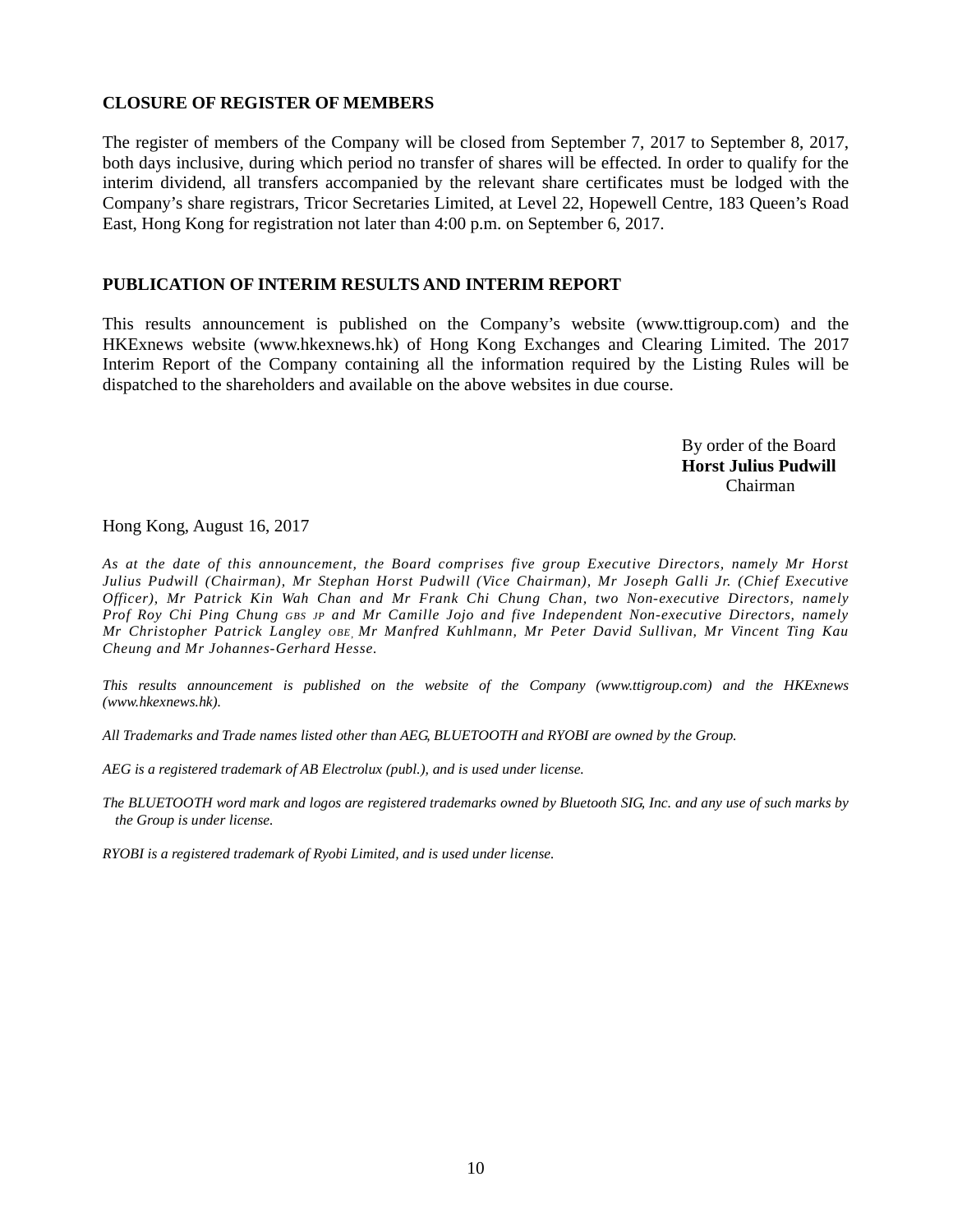## CLOSURE OF REGISTER OF MEMBERS

The register of members of the Company will be closed from September 7, 2017 to September 8, 2017, both days inclusive, during which period no transfer of shares will be effected. In order to qualify for the interim dividend, all transfers accompanied by the relevant share certificates must be lodged with the Company's share registrars, Tricor Secretaries Limited, at Level 22, Hopewell Centre, 183 Queen's Road East, Hong Kong for registration not later than 4:00 p.m. on September 6, 2017.

## PUBLICATION OF INTERIM RESULTS AND INTERIM REPORT

This results announcement is published on the Company's website (www.ttigroup.com) and the HKExnews website (www.hkexnews.hk) of Hong Kong Exchanges and Clearing Limited. The 2017 Interim Report of the Company containing all the information required by the Listing Rules will be dispatched to the shareholders and available on the above websites in due course.

By order of the Board
**Horst Julius Pudwill**
Chairman

Hong Kong, August 16, 2017

*As at the date of this announcement, the Board comprises five group Executive Directors, namely Mr Horst Julius Pudwill (Chairman), Mr Stephan Horst Pudwill (Vice Chairman), Mr Joseph Galli Jr. (Chief Executive Officer), Mr Patrick Kin Wah Chan and Mr Frank Chi Chung Chan, two Non-executive Directors, namely Prof Roy Chi Ping Chung GBS JP and Mr Camille Jojo and five Independent Non-executive Directors, namely Mr Christopher Patrick Langley OBE, Mr Manfred Kuhlmann, Mr Peter David Sullivan, Mr Vincent Ting Kau Cheung and Mr Johannes-Gerhard Hesse.*

*This results announcement is published on the website of the Company (www.ttigroup.com) and the HKExnews (www.hkexnews.hk).*

*All Trademarks and Trade names listed other than AEG, BLUETOOTH and RYOBI are owned by the Group.*

*AEG is a registered trademark of AB Electrolux (publ.), and is used under license.*

*The BLUETOOTH word mark and logos are registered trademarks owned by Bluetooth SIG, Inc. and any use of such marks by the Group is under license.*

*RYOBI is a registered trademark of Ryobi Limited, and is used under license.*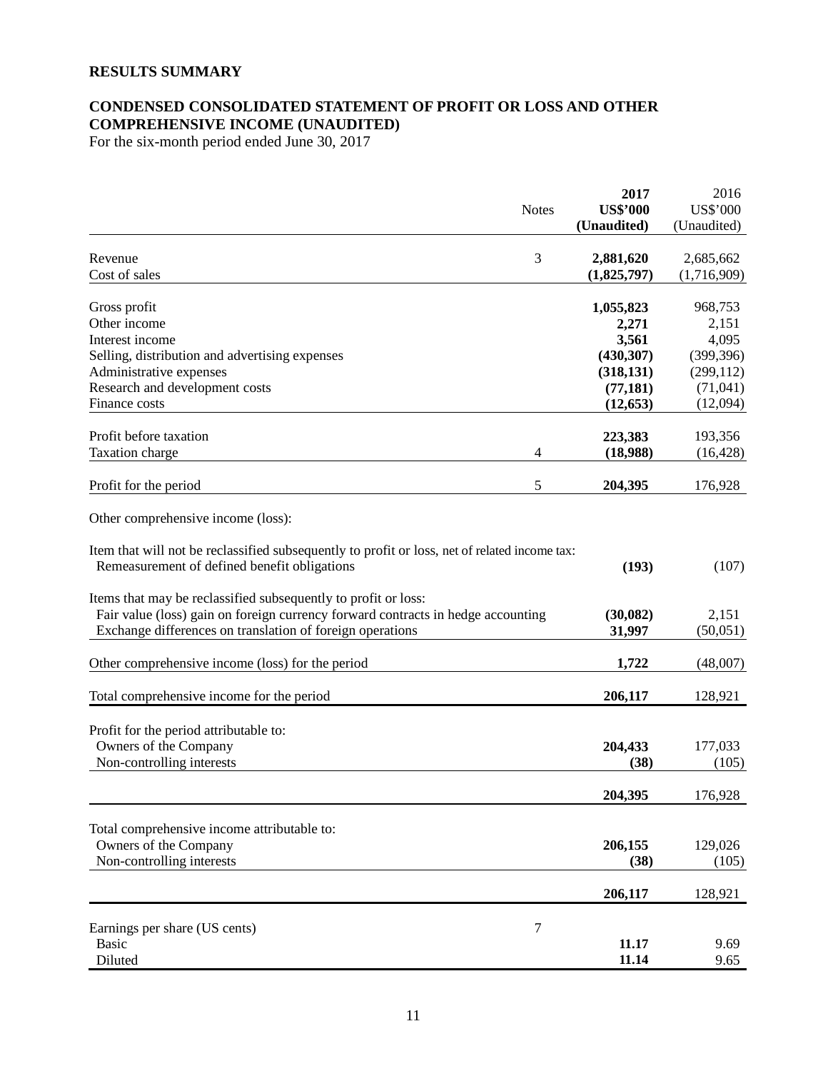## RESULTS SUMMARY

## CONDENSED CONSOLIDATED STATEMENT OF PROFIT OR LOSS AND OTHER COMPREHENSIVE INCOME (UNAUDITED)

For the six-month period ended June 30, 2017

| | Notes | **2017** **US$'000** **(Unaudited)** | 2016 US$'000 (Unaudited) |
|---|---|---|---|
| Revenue | 3 | **2,881,620** | 2,685,662 |
| Cost of sales | | **(1,825,797)** | (1,716,909) |
| Gross profit | | **1,055,823** | 968,753 |
| Other income | | **2,271** | 2,151 |
| Interest income | | **3,561** | 4,095 |
| Selling, distribution and advertising expenses | | **(430,307)** | (399,396) |
| Administrative expenses | | **(318,131)** | (299,112) |
| Research and development costs | | **(77,181)** | (71,041) |
| Finance costs | | **(12,653)** | (12,094) |
| Profit before taxation | | **223,383** | 193,356 |
| Taxation charge | 4 | **(18,988)** | (16,428) |
| Profit for the period | 5 | **204,395** | 176,928 |
| Other comprehensive income (loss): | | | |
| Item that will not be reclassified subsequently to profit or loss, net of related income tax: | | | |
| Remeasurement of defined benefit obligations | | **(193)** | (107) |
| Items that may be reclassified subsequently to profit or loss: | | | |
| Fair value (loss) gain on foreign currency forward contracts in hedge accounting | | **(30,082)** | 2,151 |
| Exchange differences on translation of foreign operations | | **31,997** | (50,051) |
| Other comprehensive income (loss) for the period | | **1,722** | (48,007) |
| Total comprehensive income for the period | | **206,117** | 128,921 |
| Profit for the period attributable to: | | | |
| Owners of the Company | | **204,433** | 177,033 |
| Non-controlling interests | | **(38)** | (105) |
| | | **204,395** | 176,928 |
| Total comprehensive income attributable to: | | | |
| Owners of the Company | | **206,155** | 129,026 |
| Non-controlling interests | | **(38)** | (105) |
| | | **206,117** | 128,921 |
| Earnings per share (US cents) | 7 | | |
| Basic | | **11.17** | 9.69 |
| Diluted | | **11.14** | 9.65 |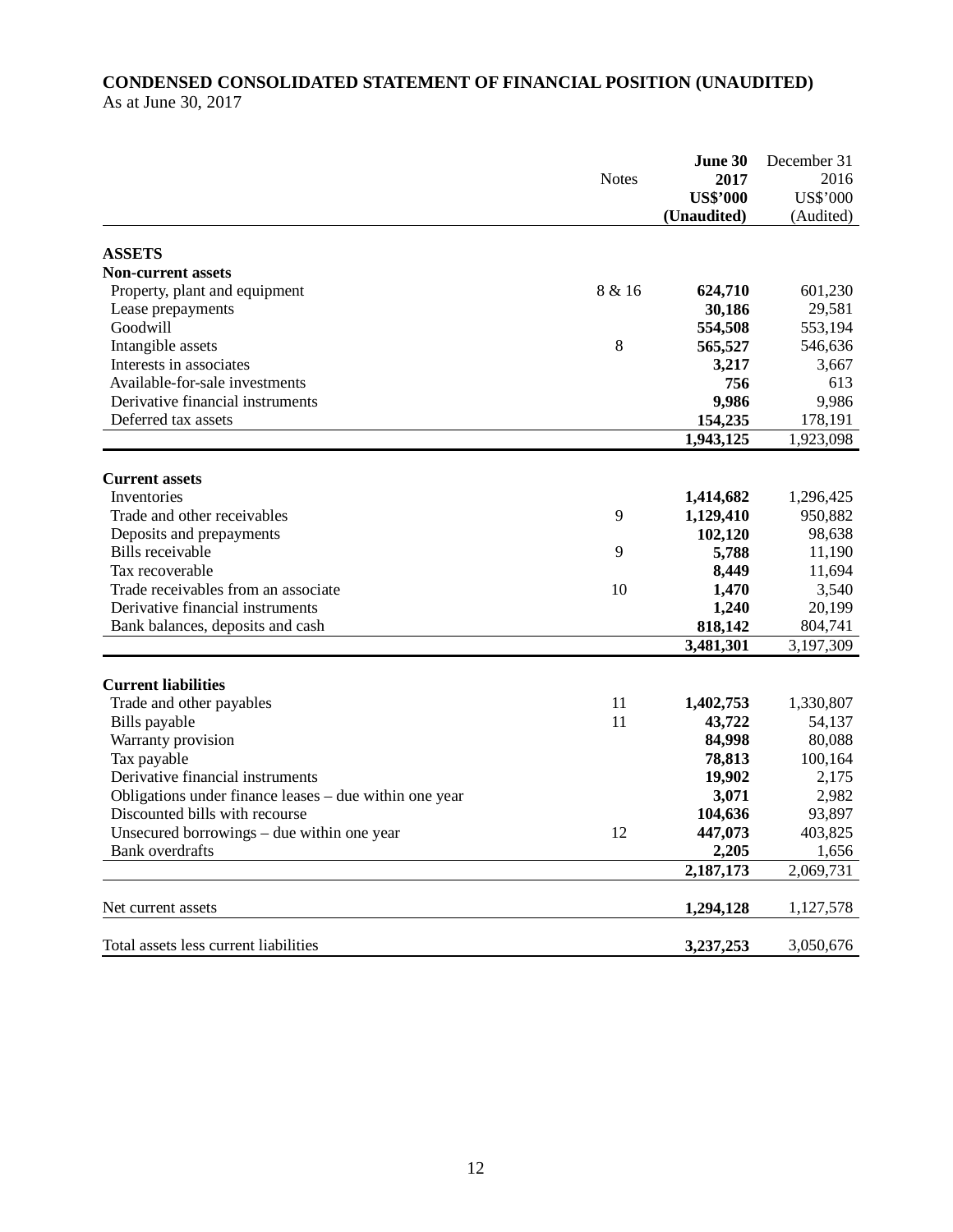**CONDENSED CONSOLIDATED STATEMENT OF FINANCIAL POSITION (UNAUDITED)**
As at June 30, 2017

| | Notes | **June 30 2017 US$'000 (Unaudited)** | December 31 2016 US$'000 (Audited) |
|---|---|---|---|
| **ASSETS** | | | |
| **Non-current assets** | | | |
| Property, plant and equipment | 8 & 16 | **624,710** | 601,230 |
| Lease prepayments | | **30,186** | 29,581 |
| Goodwill | | **554,508** | 553,194 |
| Intangible assets | 8 | **565,527** | 546,636 |
| Interests in associates | | **3,217** | 3,667 |
| Available-for-sale investments | | **756** | 613 |
| Derivative financial instruments | | **9,986** | 9,986 |
| Deferred tax assets | | **154,235** | 178,191 |
| | | **1,943,125** | 1,923,098 |
| **Current assets** | | | |
| Inventories | | **1,414,682** | 1,296,425 |
| Trade and other receivables | 9 | **1,129,410** | 950,882 |
| Deposits and prepayments | | **102,120** | 98,638 |
| Bills receivable | 9 | **5,788** | 11,190 |
| Tax recoverable | | **8,449** | 11,694 |
| Trade receivables from an associate | 10 | **1,470** | 3,540 |
| Derivative financial instruments | | **1,240** | 20,199 |
| Bank balances, deposits and cash | | **818,142** | 804,741 |
| | | **3,481,301** | 3,197,309 |
| **Current liabilities** | | | |
| Trade and other payables | 11 | **1,402,753** | 1,330,807 |
| Bills payable | 11 | **43,722** | 54,137 |
| Warranty provision | | **84,998** | 80,088 |
| Tax payable | | **78,813** | 100,164 |
| Derivative financial instruments | | **19,902** | 2,175 |
| Obligations under finance leases – due within one year | | **3,071** | 2,982 |
| Discounted bills with recourse | | **104,636** | 93,897 |
| Unsecured borrowings – due within one year | 12 | **447,073** | 403,825 |
| Bank overdrafts | | **2,205** | 1,656 |
| | | **2,187,173** | 2,069,731 |
| Net current assets | | **1,294,128** | 1,127,578 |
| Total assets less current liabilities | | **3,237,253** | 3,050,676 |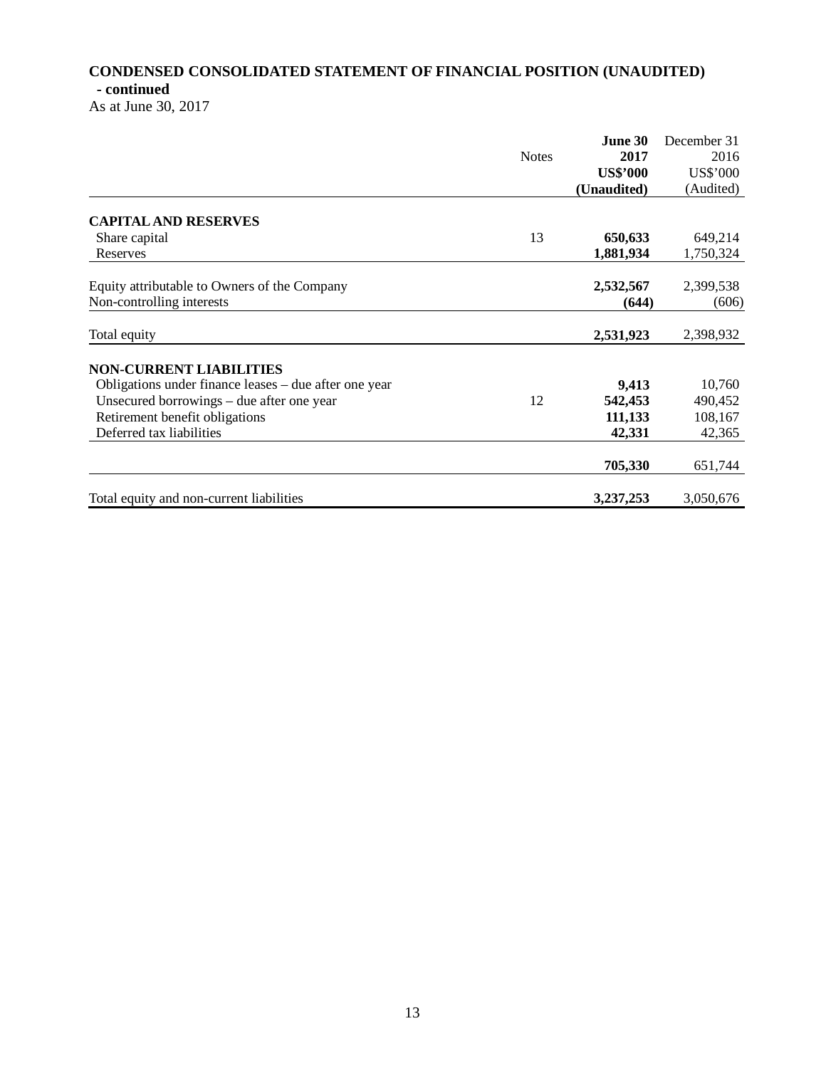## CONDENSED CONSOLIDATED STATEMENT OF FINANCIAL POSITION (UNAUDITED) - continued

As at June 30, 2017

| | Notes | **June 30 2017 US$'000 (Unaudited)** | December 31 2016 US$'000 (Audited) |
|---|---|---|---|
| **CAPITAL AND RESERVES** | | | |
| Share capital | 13 | **650,633** | 649,214 |
| Reserves | | **1,881,934** | 1,750,324 |
| Equity attributable to Owners of the Company | | **2,532,567** | 2,399,538 |
| Non-controlling interests | | **(644)** | (606) |
| Total equity | | **2,531,923** | 2,398,932 |
| **NON-CURRENT LIABILITIES** | | | |
| Obligations under finance leases – due after one year | | **9,413** | 10,760 |
| Unsecured borrowings – due after one year | 12 | **542,453** | 490,452 |
| Retirement benefit obligations | | **111,133** | 108,167 |
| Deferred tax liabilities | | **42,331** | 42,365 |
| | | **705,330** | 651,744 |
| Total equity and non-current liabilities | | **3,237,253** | 3,050,676 |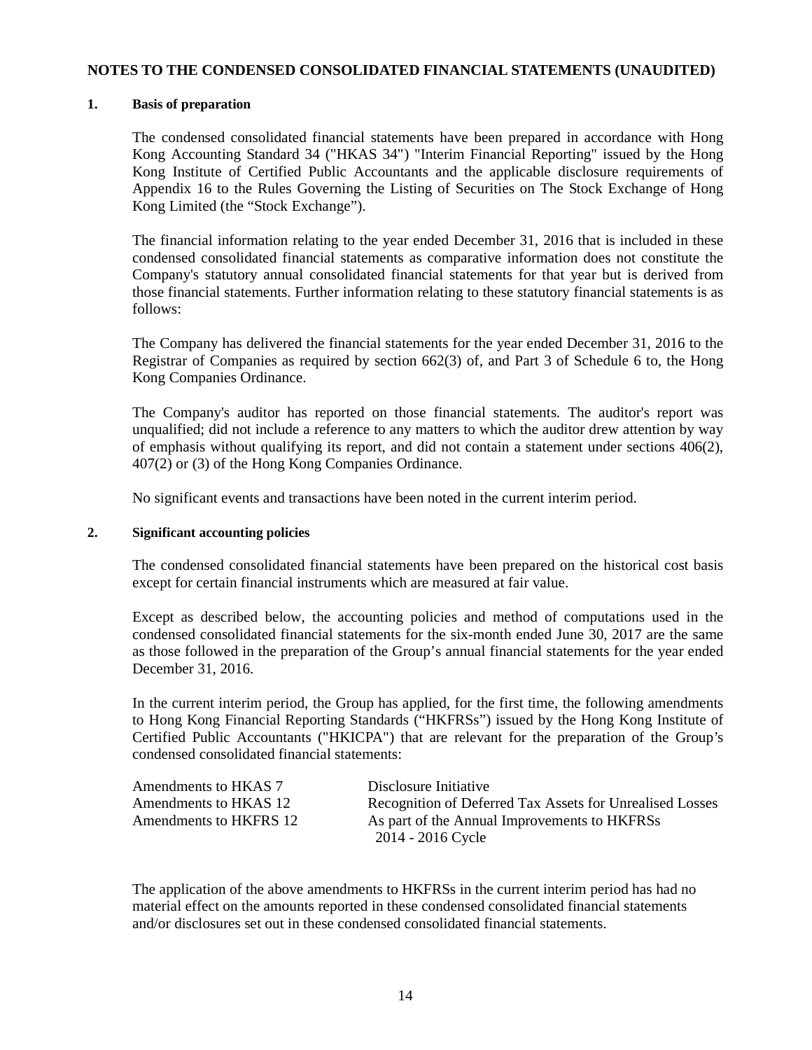# NOTES TO THE CONDENSED CONSOLIDATED FINANCIAL STATEMENTS (UNAUDITED)

## 1. Basis of preparation

The condensed consolidated financial statements have been prepared in accordance with Hong Kong Accounting Standard 34 ("HKAS 34") "Interim Financial Reporting" issued by the Hong Kong Institute of Certified Public Accountants and the applicable disclosure requirements of Appendix 16 to the Rules Governing the Listing of Securities on The Stock Exchange of Hong Kong Limited (the "Stock Exchange").

The financial information relating to the year ended December 31, 2016 that is included in these condensed consolidated financial statements as comparative information does not constitute the Company's statutory annual consolidated financial statements for that year but is derived from those financial statements. Further information relating to these statutory financial statements is as follows:

The Company has delivered the financial statements for the year ended December 31, 2016 to the Registrar of Companies as required by section 662(3) of, and Part 3 of Schedule 6 to, the Hong Kong Companies Ordinance.

The Company's auditor has reported on those financial statements. The auditor's report was unqualified; did not include a reference to any matters to which the auditor drew attention by way of emphasis without qualifying its report, and did not contain a statement under sections 406(2), 407(2) or (3) of the Hong Kong Companies Ordinance.

No significant events and transactions have been noted in the current interim period.

## 2. Significant accounting policies

The condensed consolidated financial statements have been prepared on the historical cost basis except for certain financial instruments which are measured at fair value.

Except as described below, the accounting policies and method of computations used in the condensed consolidated financial statements for the six-month ended June 30, 2017 are the same as those followed in the preparation of the Group's annual financial statements for the year ended December 31, 2016.

In the current interim period, the Group has applied, for the first time, the following amendments to Hong Kong Financial Reporting Standards ("HKFRSs") issued by the Hong Kong Institute of Certified Public Accountants ("HKICPA") that are relevant for the preparation of the Group's condensed consolidated financial statements:

| | |
|---|---|
| Amendments to HKAS 7 | Disclosure Initiative |
| Amendments to HKAS 12 | Recognition of Deferred Tax Assets for Unrealised Losses |
| Amendments to HKFRS 12 | As part of the Annual Improvements to HKFRSs 2014 - 2016 Cycle |

The application of the above amendments to HKFRSs in the current interim period has had no material effect on the amounts reported in these condensed consolidated financial statements and/or disclosures set out in these condensed consolidated financial statements.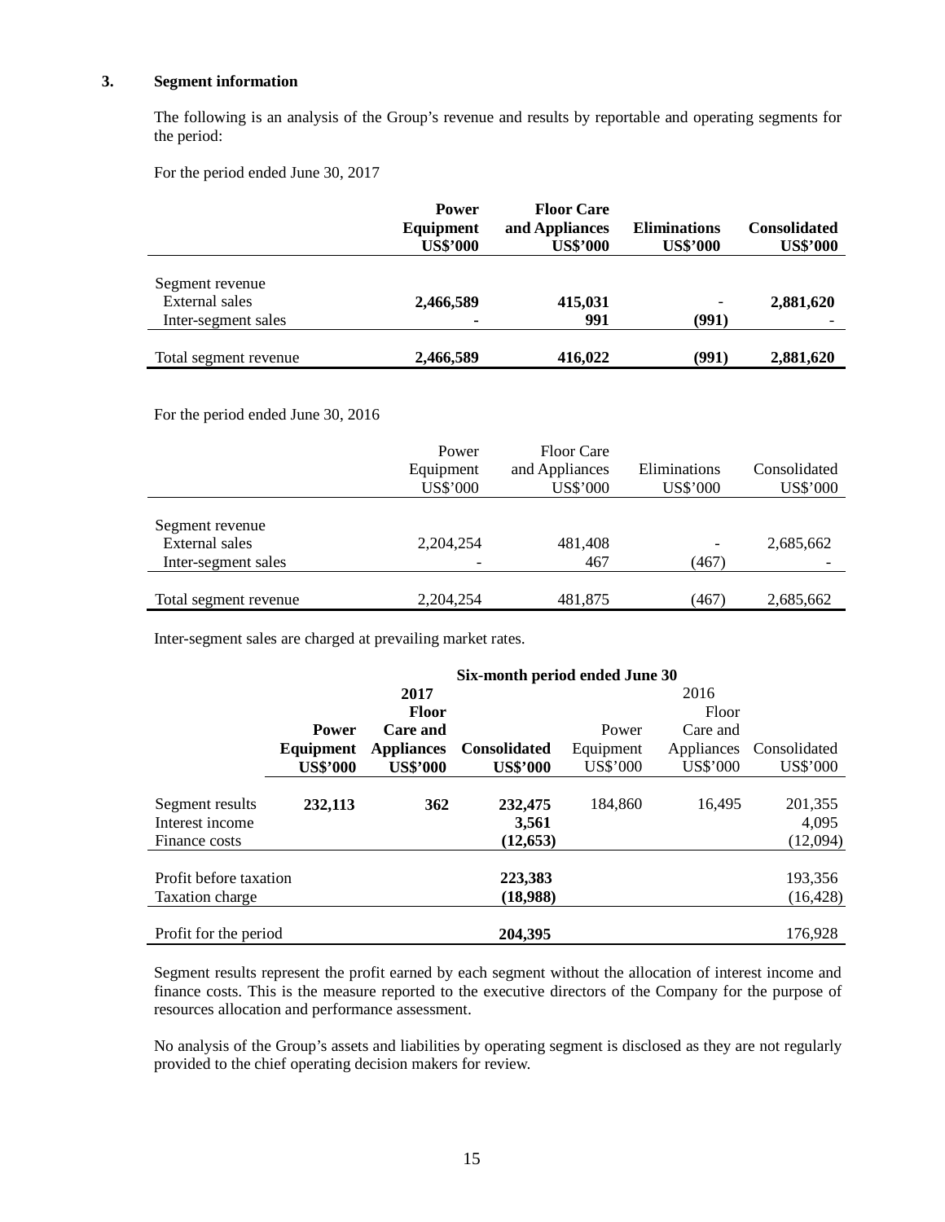## 3. Segment information

The following is an analysis of the Group's revenue and results by reportable and operating segments for the period:

For the period ended June 30, 2017

| | **Power Equipment US$'000** | **Floor Care and Appliances US$'000** | **Eliminations US$'000** | **Consolidated US$'000** |
|---|---|---|---|---|
| Segment revenue | | | | |
| External sales | **2,466,589** | **415,031** | - | **2,881,620** |
| Inter-segment sales | **-** | **991** | **(991)** | - |
| Total segment revenue | **2,466,589** | **416,022** | **(991)** | **2,881,620** |

For the period ended June 30, 2016

| | Power Equipment US$'000 | Floor Care and Appliances US$'000 | Eliminations US$'000 | Consolidated US$'000 |
|---|---|---|---|---|
| Segment revenue | | | | |
| External sales | 2,204,254 | 481,408 | - | 2,685,662 |
| Inter-segment sales | - | 467 | (467) | - |
| Total segment revenue | 2,204,254 | 481,875 | (467) | 2,685,662 |

Inter-segment sales are charged at prevailing market rates.

| | **Six-month period ended June 30** | | | | | |
|---|---|---|---|---|---|---|
| | **2017** | | | 2016 | | |
| | **Power Equipment US$'000** | **Floor Care and Appliances US$'000** | **Consolidated US$'000** | Power Equipment US$'000 | Floor Care and Appliances US$'000 | Consolidated US$'000 |
| Segment results | **232,113** | **362** | **232,475** | 184,860 | 16,495 | 201,355 |
| Interest income | | | **3,561** | | | 4,095 |
| Finance costs | | | **(12,653)** | | | (12,094) |
| Profit before taxation | | | **223,383** | | | 193,356 |
| Taxation charge | | | **(18,988)** | | | (16,428) |
| Profit for the period | | | **204,395** | | | 176,928 |

Segment results represent the profit earned by each segment without the allocation of interest income and finance costs. This is the measure reported to the executive directors of the Company for the purpose of resources allocation and performance assessment.

No analysis of the Group's assets and liabilities by operating segment is disclosed as they are not regularly provided to the chief operating decision makers for review.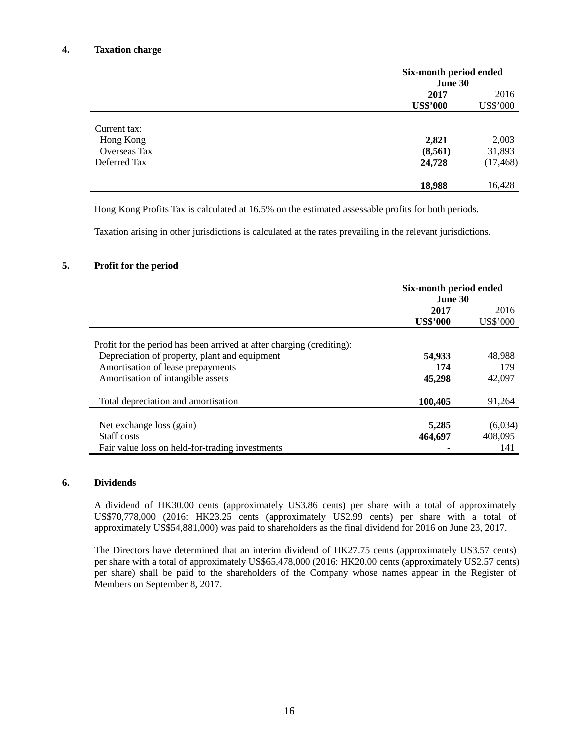## 4. Taxation charge

| | Six-month period ended June 30 | |
|---|---|---|
| | **2017** | 2016 |
| | **US$'000** | US$'000 |
| Current tax: | | |
| Hong Kong | **2,821** | 2,003 |
| Overseas Tax | **(8,561)** | 31,893 |
| Deferred Tax | **24,728** | (17,468) |
| | **18,988** | 16,428 |

Hong Kong Profits Tax is calculated at 16.5% on the estimated assessable profits for both periods.

Taxation arising in other jurisdictions is calculated at the rates prevailing in the relevant jurisdictions.

## 5. Profit for the period

| | Six-month period ended June 30 | |
|---|---|---|
| | **2017** | 2016 |
| | **US$'000** | US$'000 |
| Profit for the period has been arrived at after charging (crediting): | | |
| Depreciation of property, plant and equipment | **54,933** | 48,988 |
| Amortisation of lease prepayments | **174** | 179 |
| Amortisation of intangible assets | **45,298** | 42,097 |
| Total depreciation and amortisation | **100,405** | 91,264 |
| Net exchange loss (gain) | **5,285** | (6,034) |
| Staff costs | **464,697** | 408,095 |
| Fair value loss on held-for-trading investments | **-** | 141 |

## 6. Dividends

A dividend of HK30.00 cents (approximately US3.86 cents) per share with a total of approximately US$70,778,000 (2016: HK23.25 cents (approximately US2.99 cents) per share with a total of approximately US$54,881,000) was paid to shareholders as the final dividend for 2016 on June 23, 2017.

The Directors have determined that an interim dividend of HK27.75 cents (approximately US3.57 cents) per share with a total of approximately US$65,478,000 (2016: HK20.00 cents (approximately US2.57 cents) per share) shall be paid to the shareholders of the Company whose names appear in the Register of Members on September 8, 2017.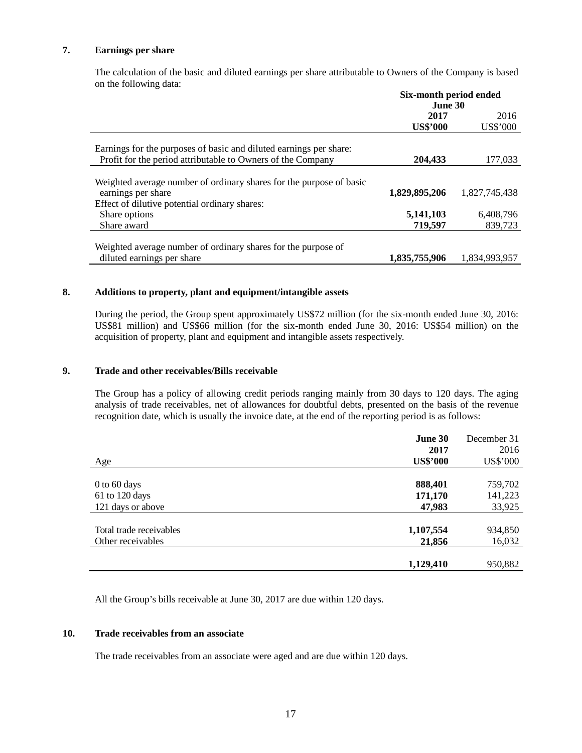## 7. Earnings per share

The calculation of the basic and diluted earnings per share attributable to Owners of the Company is based on the following data:

| | Six-month period ended June 30 | |
|---|---|---|
| | **2017** | 2016 |
| | **US$'000** | US$'000 |
| Earnings for the purposes of basic and diluted earnings per share: | | |
| Profit for the period attributable to Owners of the Company | **204,433** | 177,033 |
| Weighted average number of ordinary shares for the purpose of basic earnings per share | **1,829,895,206** | 1,827,745,438 |
| Effect of dilutive potential ordinary shares: | | |
| Share options | **5,141,103** | 6,408,796 |
| Share award | **719,597** | 839,723 |
| Weighted average number of ordinary shares for the purpose of diluted earnings per share | **1,835,755,906** | 1,834,993,957 |

## 8. Additions to property, plant and equipment/intangible assets

During the period, the Group spent approximately US$72 million (for the six-month ended June 30, 2016: US$81 million) and US$66 million (for the six-month ended June 30, 2016: US$54 million) on the acquisition of property, plant and equipment and intangible assets respectively.

## 9. Trade and other receivables/Bills receivable

The Group has a policy of allowing credit periods ranging mainly from 30 days to 120 days. The aging analysis of trade receivables, net of allowances for doubtful debts, presented on the basis of the revenue recognition date, which is usually the invoice date, at the end of the reporting period is as follows:

| Age | **June 30 2017 US$'000** | December 31 2016 US$'000 |
|---|---|---|
| 0 to 60 days | **888,401** | 759,702 |
| 61 to 120 days | **171,170** | 141,223 |
| 121 days or above | **47,983** | 33,925 |
| Total trade receivables | **1,107,554** | 934,850 |
| Other receivables | **21,856** | 16,032 |
| | **1,129,410** | 950,882 |

All the Group's bills receivable at June 30, 2017 are due within 120 days.

## 10. Trade receivables from an associate

The trade receivables from an associate were aged and are due within 120 days.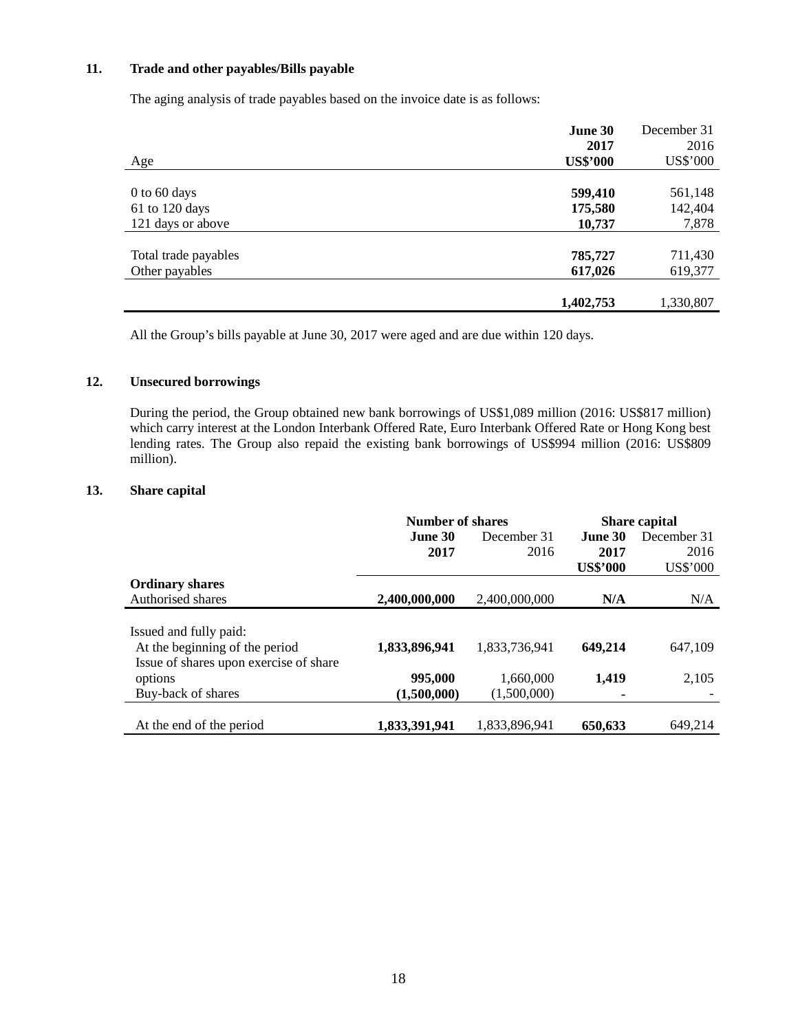## 11. Trade and other payables/Bills payable

The aging analysis of trade payables based on the invoice date is as follows:

| Age | June 30 2017 US$'000 | December 31 2016 US$'000 |
|---|---|---|
| 0 to 60 days | **599,410** | 561,148 |
| 61 to 120 days | **175,580** | 142,404 |
| 121 days or above | **10,737** | 7,878 |
| Total trade payables | **785,727** | 711,430 |
| Other payables | **617,026** | 619,377 |
| | **1,402,753** | 1,330,807 |

All the Group's bills payable at June 30, 2017 were aged and are due within 120 days.

## 12. Unsecured borrowings

During the period, the Group obtained new bank borrowings of US$1,089 million (2016: US$817 million) which carry interest at the London Interbank Offered Rate, Euro Interbank Offered Rate or Hong Kong best lending rates. The Group also repaid the existing bank borrowings of US$994 million (2016: US$809 million).

## 13. Share capital

| | Number of shares | | Share capital | |
|---|---|---|---|---|
| | June 30 2017 | December 31 2016 | June 30 2017 US$'000 | December 31 2016 US$'000 |
| **Ordinary shares** | | | | |
| Authorised shares | **2,400,000,000** | 2,400,000,000 | **N/A** | N/A |
| Issued and fully paid: | | | | |
| At the beginning of the period | **1,833,896,941** | 1,833,736,941 | **649,214** | 647,109 |
| Issue of shares upon exercise of share options | **995,000** | 1,660,000 | **1,419** | 2,105 |
| Buy-back of shares | **(1,500,000)** | (1,500,000) | **-** | - |
| At the end of the period | **1,833,391,941** | 1,833,896,941 | **650,633** | 649,214 |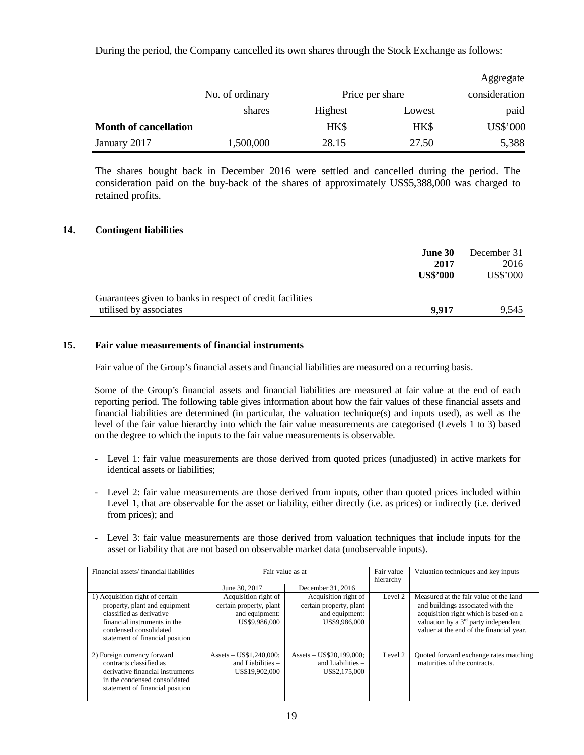During the period, the Company cancelled its own shares through the Stock Exchange as follows:

| | No. of ordinary shares | Price per share | | Aggregate consideration paid |
|---|---|---|---|---|
| | | Highest | Lowest | |
| **Month of cancellation** | | HK$ | HK$ | US$'000 |
| January 2017 | 1,500,000 | 28.15 | 27.50 | 5,388 |

The shares bought back in December 2016 were settled and cancelled during the period. The consideration paid on the buy-back of the shares of approximately US$5,388,000 was charged to retained profits.

## 14. Contingent liabilities

| | **June 30 2017 US$'000** | December 31 2016 US$'000 |
|---|---|---|
| Guarantees given to banks in respect of credit facilities utilised by associates | **9,917** | 9,545 |

## 15. Fair value measurements of financial instruments

Fair value of the Group's financial assets and financial liabilities are measured on a recurring basis.

Some of the Group's financial assets and financial liabilities are measured at fair value at the end of each reporting period. The following table gives information about how the fair values of these financial assets and financial liabilities are determined (in particular, the valuation technique(s) and inputs used), as well as the level of the fair value hierarchy into which the fair value measurements are categorised (Levels 1 to 3) based on the degree to which the inputs to the fair value measurements is observable.

- Level 1: fair value measurements are those derived from quoted prices (unadjusted) in active markets for identical assets or liabilities;
- Level 2: fair value measurements are those derived from inputs, other than quoted prices included within Level 1, that are observable for the asset or liability, either directly (i.e. as prices) or indirectly (i.e. derived from prices); and
- Level 3: fair value measurements are those derived from valuation techniques that include inputs for the asset or liability that are not based on observable market data (unobservable inputs).

| Financial assets/ financial liabilities | Fair value as at | | Fair value hierarchy | Valuation techniques and key inputs |
|---|---|---|---|---|
| | June 30, 2017 | December 31, 2016 | | |
| 1) Acquisition right of certain property, plant and equipment classified as derivative financial instruments in the condensed consolidated statement of financial position | Acquisition right of certain property, plant and equipment: US$9,986,000 | Acquisition right of certain property, plant and equipment: US$9,986,000 | Level 2 | Measured at the fair value of the land and buildings associated with the acquisition right which is based on a valuation by a 3rd party independent valuer at the end of the financial year. |
| 2) Foreign currency forward contracts classified as derivative financial instruments in the condensed consolidated statement of financial position | Assets – US$1,240,000; and Liabilities – US$19,902,000 | Assets – US$20,199,000; and Liabilities – US$2,175,000 | Level 2 | Quoted forward exchange rates matching maturities of the contracts. |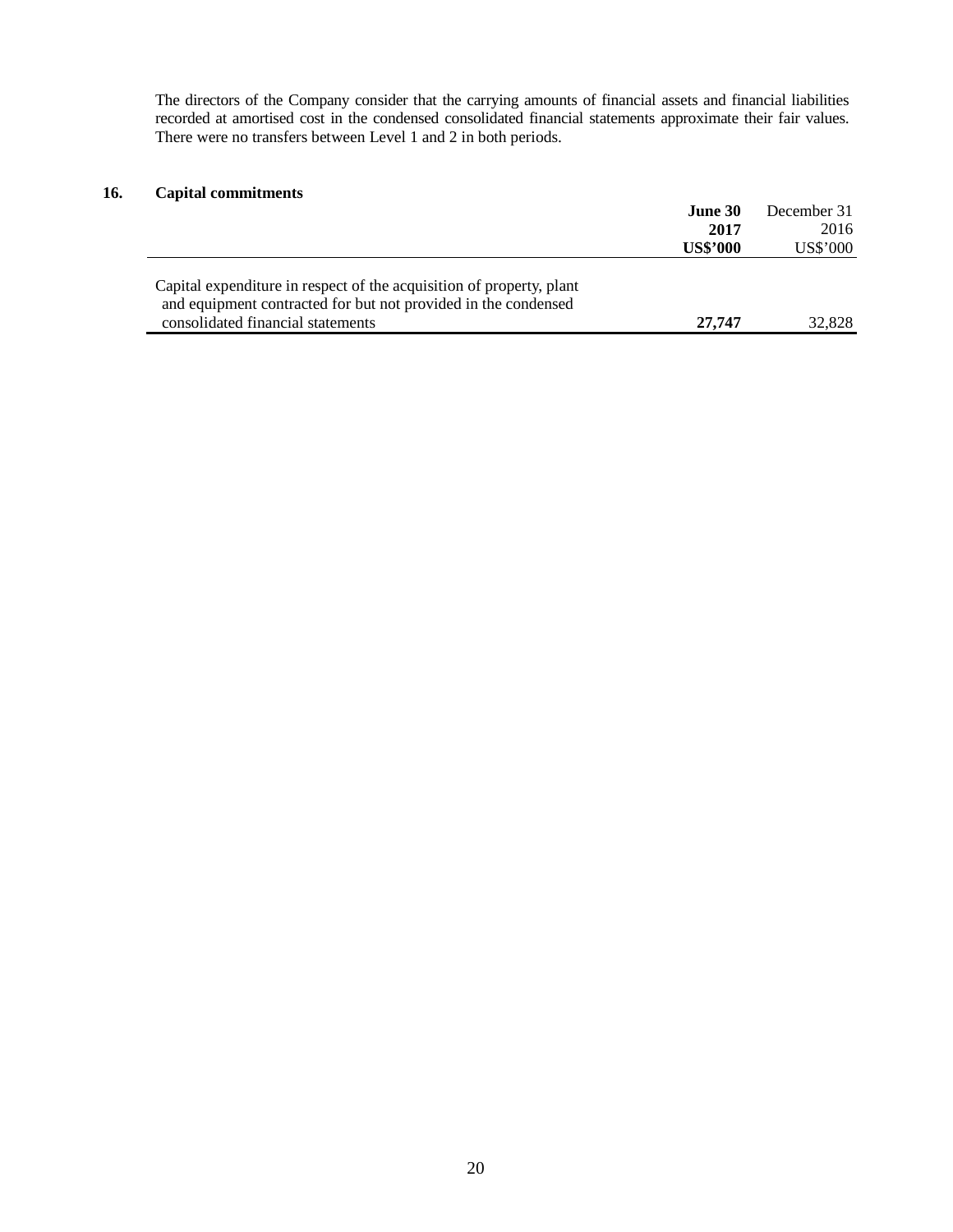The directors of the Company consider that the carrying amounts of financial assets and financial liabilities recorded at amortised cost in the condensed consolidated financial statements approximate their fair values. There were no transfers between Level 1 and 2 in both periods.

## 16. Capital commitments

| | **June 30 2017 US$'000** | December 31 2016 US$'000 |
|---|---|---|
| Capital expenditure in respect of the acquisition of property, plant and equipment contracted for but not provided in the condensed consolidated financial statements | **27,747** | 32,828 |